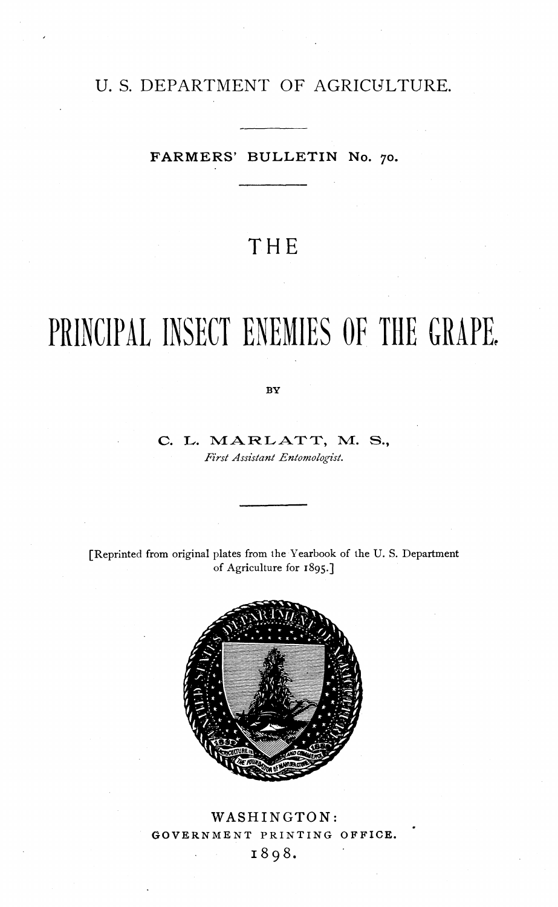U. S. DEPARTMENT OF AGRICULTURE.

FARMERS' BULLETIN No. 70.

# THE PRINCIPAL INSECT ENEMIES OF THE GRAPE.

BY

C. L. MARLATT, M. S.,

*First Assistant Entomologist.*

[Reprinted from original plates from the Yearbook of the U. S. Department of Agriculture for 1895.]

WASHINGTON:
GOVERNMENT PRINTING OFFICE.
1898.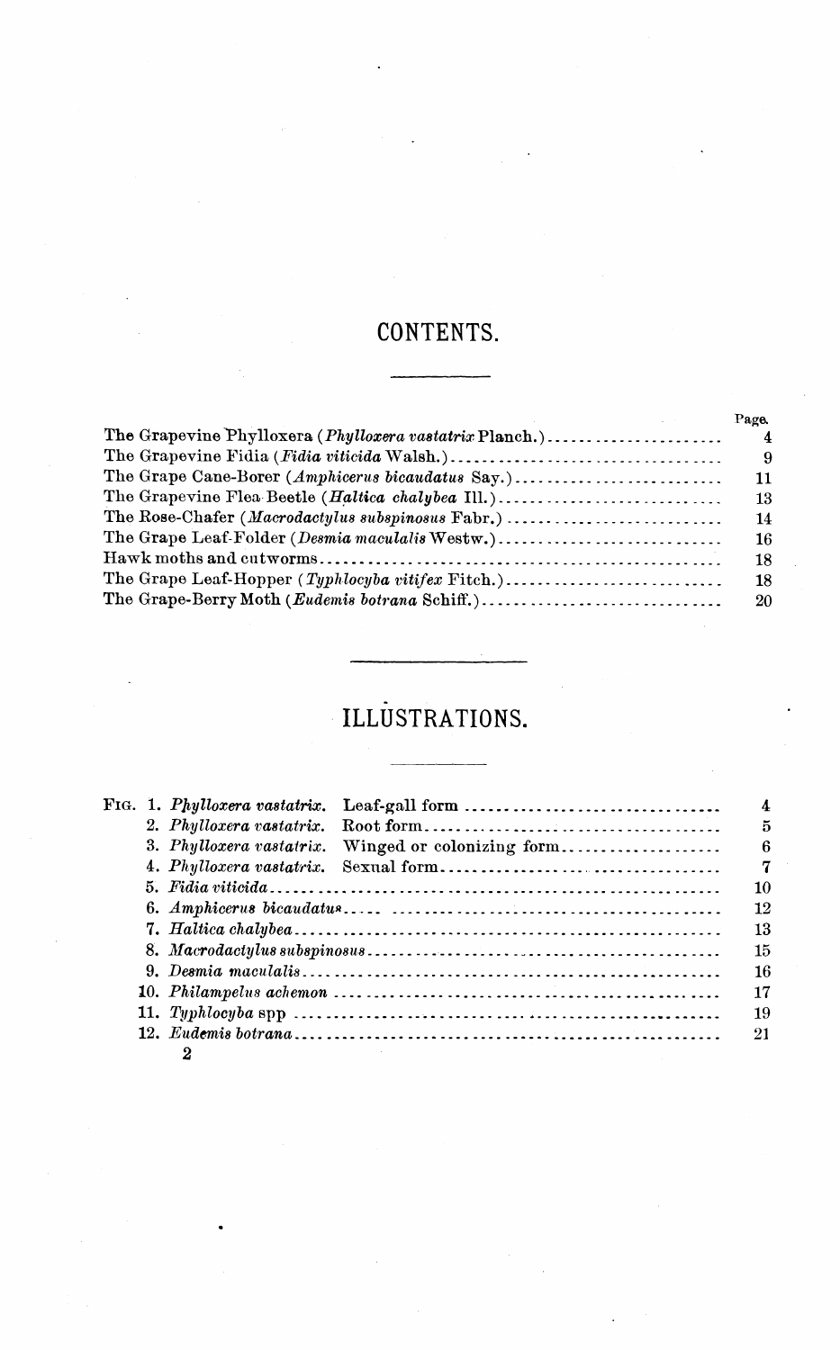# CONTENTS.

| | Page. |
|---|---|
| The Grapevine Phylloxera (*Phylloxera vastatrix* Planch.) | 4 |
| The Grapevine Fidia (*Fidia viticida* Walsh.) | 9 |
| The Grape Cane-Borer (*Amphicerus bicaudatus* Say.) | 11 |
| The Grapevine Flea Beetle (*Haltica chalybea* Ill.) | 13 |
| The Rose-Chafer (*Macrodactylus subspinosus* Fabr.) | 14 |
| The Grape Leaf-Folder (*Desmia maculalis* Westw.) | 16 |
| Hawk moths and cutworms | 18 |
| The Grape Leaf-Hopper (*Typhlocyba vitifex* Fitch.) | 18 |
| The Grape-Berry Moth (*Eudemis botrana* Schiff.) | 20 |

# ILLUSTRATIONS.

| | | |
|---|---|---|
| FIG. 1. | *Phylloxera vastatrix*. Leaf-gall form | 4 |
| 2. | *Phylloxera vastatrix*. Root form | 5 |
| 3. | *Phylloxera vastatrix*. Winged or colonizing form | 6 |
| 4. | *Phylloxera vastatrix*. Sexual form | 7 |
| 5. | *Fidia viticida* | 10 |
| 6. | *Amphicerus bicaudatus* | 12 |
| 7. | *Haltica chalybea* | 13 |
| 8. | *Macrodactylus subspinosus* | 15 |
| 9. | *Desmia maculalis* | 16 |
| 10. | *Philampelus achemon* | 17 |
| 11. | *Typhlocyba* spp | 19 |
| 12. | *Eudemis botrana* | 21 |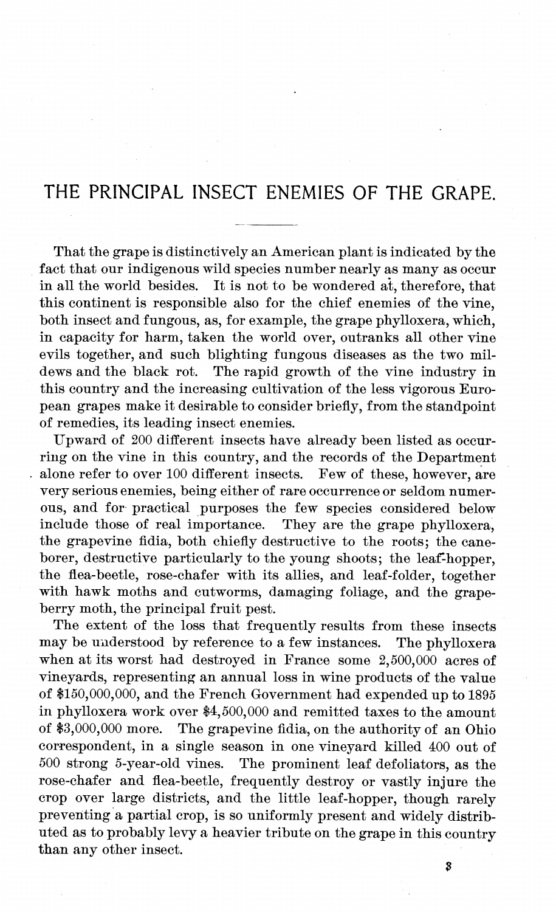# THE PRINCIPAL INSECT ENEMIES OF THE GRAPE.

That the grape is distinctively an American plant is indicated by the fact that our indigenous wild species number nearly as many as occur in all the world besides. It is not to be wondered at, therefore, that this continent is responsible also for the chief enemies of the vine, both insect and fungous, as, for example, the grape phylloxera, which, in capacity for harm, taken the world over, outranks all other vine evils together, and such blighting fungous diseases as the two mildews and the black rot. The rapid growth of the vine industry in this country and the increasing cultivation of the less vigorous European grapes make it desirable to consider briefly, from the standpoint of remedies, its leading insect enemies.

Upward of 200 different insects have already been listed as occurring on the vine in this country, and the records of the Department alone refer to over 100 different insects. Few of these, however, are very serious enemies, being either of rare occurrence or seldom numerous, and for practical purposes the few species considered below include those of real importance. They are the grape phylloxera, the grapevine fidia, both chiefly destructive to the roots; the cane-borer, destructive particularly to the young shoots; the leaf-hopper, the flea-beetle, rose-chafer with its allies, and leaf-folder, together with hawk moths and cutworms, damaging foliage, and the grape-berry moth, the principal fruit pest.

The extent of the loss that frequently results from these insects may be understood by reference to a few instances. The phylloxera when at its worst had destroyed in France some 2,500,000 acres of vineyards, representing an annual loss in wine products of the value of $150,000,000, and the French Government had expended up to 1895 in phylloxera work over $4,500,000 and remitted taxes to the amount of $3,000,000 more. The grapevine fidia, on the authority of an Ohio correspondent, in a single season in one vineyard killed 400 out of 500 strong 5-year-old vines. The prominent leaf defoliators, as the rose-chafer and flea-beetle, frequently destroy or vastly injure the crop over large districts, and the little leaf-hopper, though rarely preventing a partial crop, is so uniformly present and widely distributed as to probably levy a heavier tribute on the grape in this country than any other insect.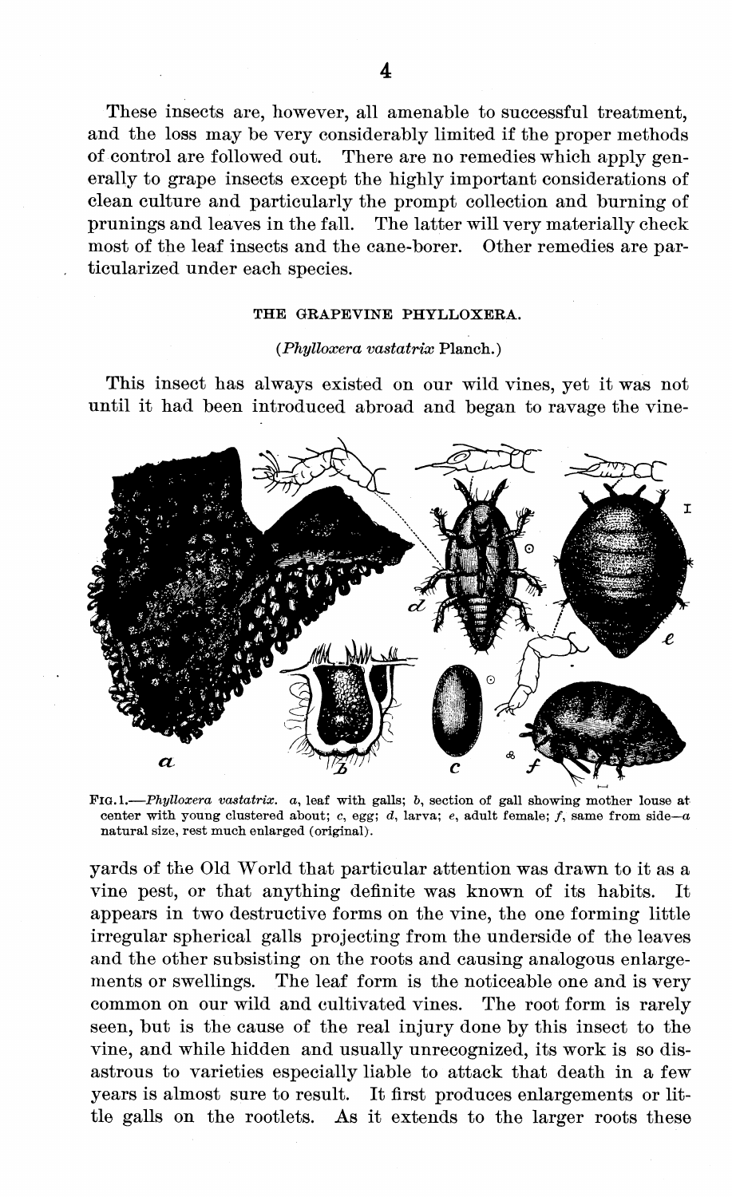These insects are, however, all amenable to successful treatment, and the loss may be very considerably limited if the proper methods of control are followed out. There are no remedies which apply generally to grape insects except the highly important considerations of clean culture and particularly the prompt collection and burning of prunings and leaves in the fall. The latter will very materially check most of the leaf insects and the cane-borer. Other remedies are particularized under each species.

### THE GRAPEVINE PHYLLOXERA.

(*Phylloxera vastatrix* Planch.)

This insect has always existed on our wild vines, yet it was not until it had been introduced abroad and began to ravage the vine-

FIG. 1.—*Phylloxera vastatrix*. *a*, leaf with galls; *b*, section of gall showing mother louse at center with young clustered about; *c*, egg; *d*, larva; *e*, adult female; *f*, same from side—*a* natural size, rest much enlarged (original).

yards of the Old World that particular attention was drawn to it as a vine pest, or that anything definite was known of its habits. It appears in two destructive forms on the vine, the one forming little irregular spherical galls projecting from the underside of the leaves and the other subsisting on the roots and causing analogous enlargements or swellings. The leaf form is the noticeable one and is very common on our wild and cultivated vines. The root form is rarely seen, but is the cause of the real injury done by this insect to the vine, and while hidden and usually unrecognized, its work is so disastrous to varieties especially liable to attack that death in a few years is almost sure to result. It first produces enlargements or little galls on the rootlets. As it extends to the larger roots these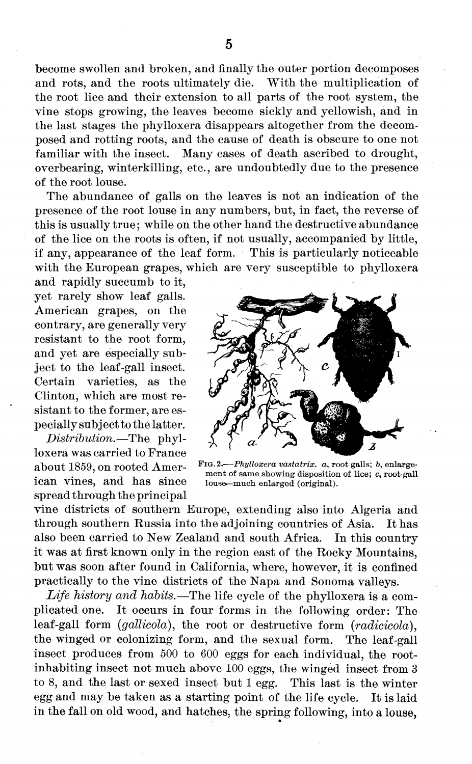become swollen and broken, and finally the outer portion decomposes and rots, and the roots ultimately die. With the multiplication of the root lice and their extension to all parts of the root system, the vine stops growing, the leaves become sickly and yellowish, and in the last stages the phylloxera disappears altogether from the decomposed and rotting roots, and the cause of death is obscure to one not familiar with the insect. Many cases of death ascribed to drought, overbearing, winterkilling, etc., are undoubtedly due to the presence of the root louse.

The abundance of galls on the leaves is not an indication of the presence of the root louse in any numbers, but, in fact, the reverse of this is usually true; while on the other hand the destructive abundance of the lice on the roots is often, if not usually, accompanied by little, if any, appearance of the leaf form. This is particularly noticeable with the European grapes, which are very susceptible to phylloxera and rapidly succumb to it, yet rarely show leaf galls. American grapes, on the contrary, are generally very resistant to the root form, and yet are especially subject to the leaf-gall insect. Certain varieties, as the Clinton, which are most resistant to the former, are especially subject to the latter.

FIG. 2.—*Phylloxera vastatrix.* *a*, root galls; *b*, enlargement of same showing disposition of lice; *c*, root-gall louse—much enlarged (original).

*Distribution.*—The phylloxera was carried to France about 1859, on rooted American vines, and has since spread through the principal vine districts of southern Europe, extending also into Algeria and through southern Russia into the adjoining countries of Asia. It has also been carried to New Zealand and south Africa. In this country it was at first known only in the region east of the Rocky Mountains, but was soon after found in California, where, however, it is confined practically to the vine districts of the Napa and Sonoma valleys.

*Life history and habits.*—The life cycle of the phylloxera is a complicated one. It occurs in four forms in the following order: The leaf-gall form (*gallicola*), the root or destructive form (*radicicola*), the winged or colonizing form, and the sexual form. The leaf-gall insect produces from 500 to 600 eggs for each individual, the root-inhabiting insect not much above 100 eggs, the winged insect from 3 to 8, and the last or sexed insect but 1 egg. This last is the winter egg and may be taken as a starting point of the life cycle. It is laid in the fall on old wood, and hatches, the spring following, into a louse,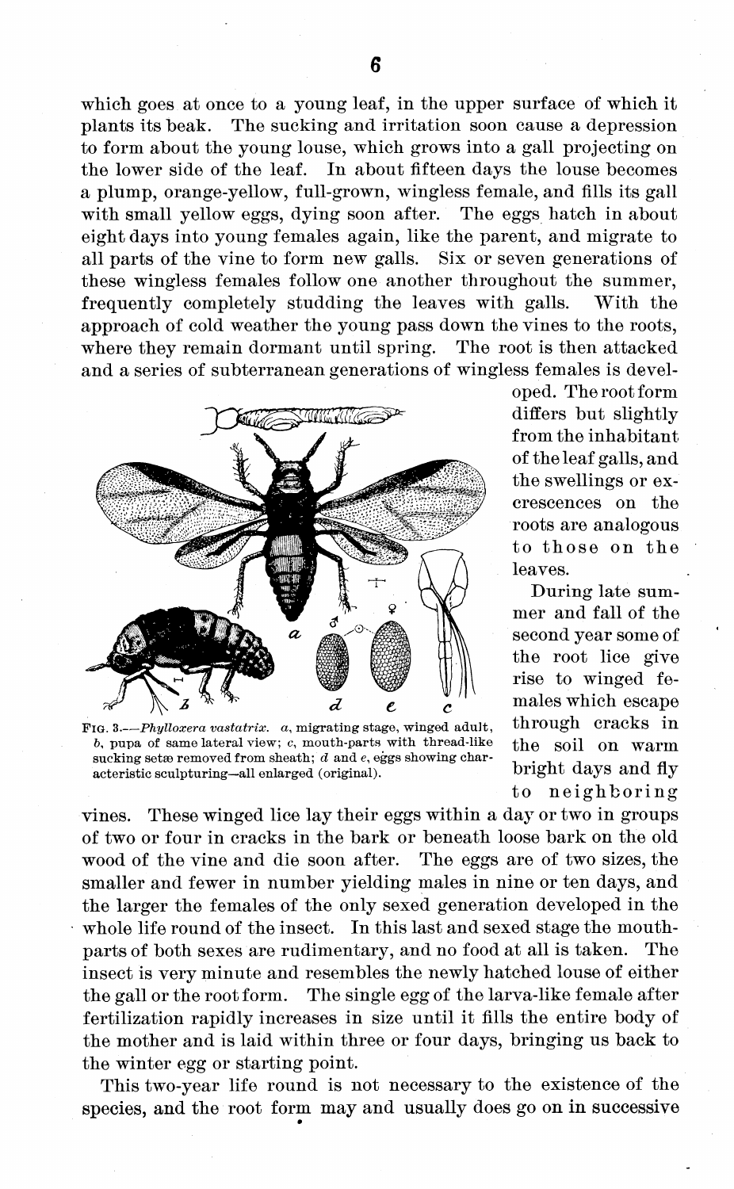which goes at once to a young leaf, in the upper surface of which it plants its beak. The sucking and irritation soon cause a depression to form about the young louse, which grows into a gall projecting on the lower side of the leaf. In about fifteen days the louse becomes a plump, orange-yellow, full-grown, wingless female, and fills its gall with small yellow eggs, dying soon after. The eggs hatch in about eight days into young females again, like the parent, and migrate to all parts of the vine to form new galls. Six or seven generations of these wingless females follow one another throughout the summer, frequently completely studding the leaves with galls. With the approach of cold weather the young pass down the vines to the roots, where they remain dormant until spring. The root is then attacked and a series of subterranean generations of wingless females is developed. The root form differs but slightly from the inhabitant of the leaf galls, and the swellings or excrescences on the roots are analogous to those on the leaves.

FIG. 3.—*Phylloxera vastatrix*. *a*, migrating stage, winged adult, *b*, pupa of same lateral view; *c*, mouth-parts with thread-like sucking setæ removed from sheath; *d* and *e*, eggs showing characteristic sculpturing—all enlarged (original).

During late summer and fall of the second year some of the root lice give rise to winged females which escape through cracks in the soil on warm bright days and fly to neighboring vines. These winged lice lay their eggs within a day or two in groups of two or four in cracks in the bark or beneath loose bark on the old wood of the vine and die soon after. The eggs are of two sizes, the smaller and fewer in number yielding males in nine or ten days, and the larger the females of the only sexed generation developed in the whole life round of the insect. In this last and sexed stage the mouthparts of both sexes are rudimentary, and no food at all is taken. The insect is very minute and resembles the newly hatched louse of either the gall or the root form. The single egg of the larva-like female after fertilization rapidly increases in size until it fills the entire body of the mother and is laid within three or four days, bringing us back to the winter egg or starting point.

This two-year life round is not necessary to the existence of the species, and the root form may and usually does go on in successive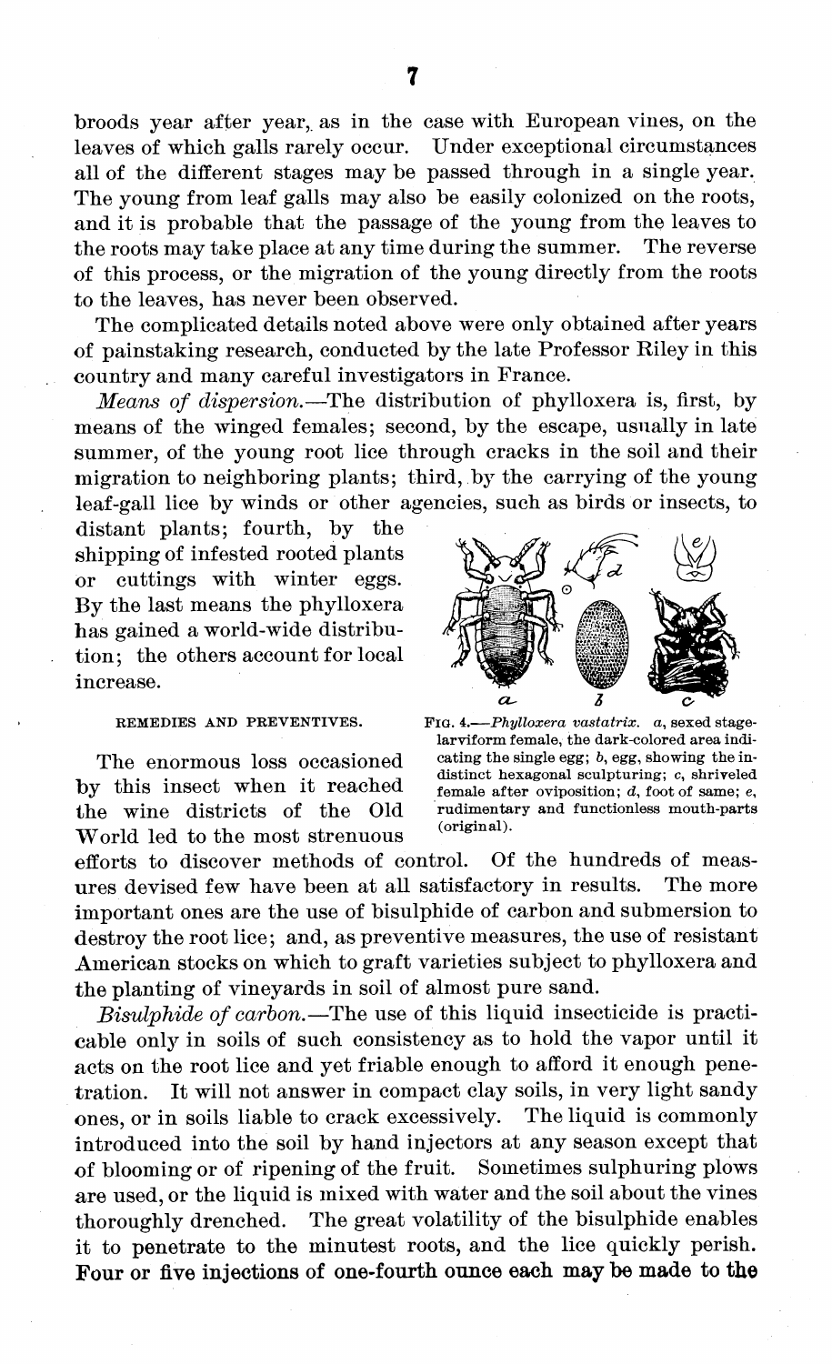broods year after year, as in the case with European vines, on the leaves of which galls rarely occur. Under exceptional circumstances all of the different stages may be passed through in a single year. The young from leaf galls may also be easily colonized on the roots, and it is probable that the passage of the young from the leaves to the roots may take place at any time during the summer. The reverse of this process, or the migration of the young directly from the roots to the leaves, has never been observed.

The complicated details noted above were only obtained after years of painstaking research, conducted by the late Professor Riley in this country and many careful investigators in France.

*Means of dispersion.*—The distribution of phylloxera is, first, by means of the winged females; second, by the escape, usually in late summer, of the young root lice through cracks in the soil and their migration to neighboring plants; third, by the carrying of the young leaf-gall lice by winds or other agencies, such as birds or insects, to distant plants; fourth, by the shipping of infested rooted plants or cuttings with winter eggs. By the last means the phylloxera has gained a world-wide distribution; the others account for local increase.

FIG. 4.—*Phylloxera vastatrix.* *a*, sexed stage-larviform female, the dark-colored area indicating the single egg; *b*, egg, showing the indistinct hexagonal sculpturing; *c*, shriveled female after oviposition; *d*, foot of same; *e*, rudimentary and functionless mouth-parts (original).

## REMEDIES AND PREVENTIVES.

The enormous loss occasioned by this insect when it reached the wine districts of the Old World led to the most strenuous efforts to discover methods of control. Of the hundreds of measures devised few have been at all satisfactory in results. The more important ones are the use of bisulphide of carbon and submersion to destroy the root lice; and, as preventive measures, the use of resistant American stocks on which to graft varieties subject to phylloxera and the planting of vineyards in soil of almost pure sand.

*Bisulphide of carbon.*—The use of this liquid insecticide is practicable only in soils of such consistency as to hold the vapor until it acts on the root lice and yet friable enough to afford it enough penetration. It will not answer in compact clay soils, in very light sandy ones, or in soils liable to crack excessively. The liquid is commonly introduced into the soil by hand injectors at any season except that of blooming or of ripening of the fruit. Sometimes sulphuring plows are used, or the liquid is mixed with water and the soil about the vines thoroughly drenched. The great volatility of the bisulphide enables it to penetrate to the minutest roots, and the lice quickly perish. Four or five injections of one-fourth ounce each may be made to the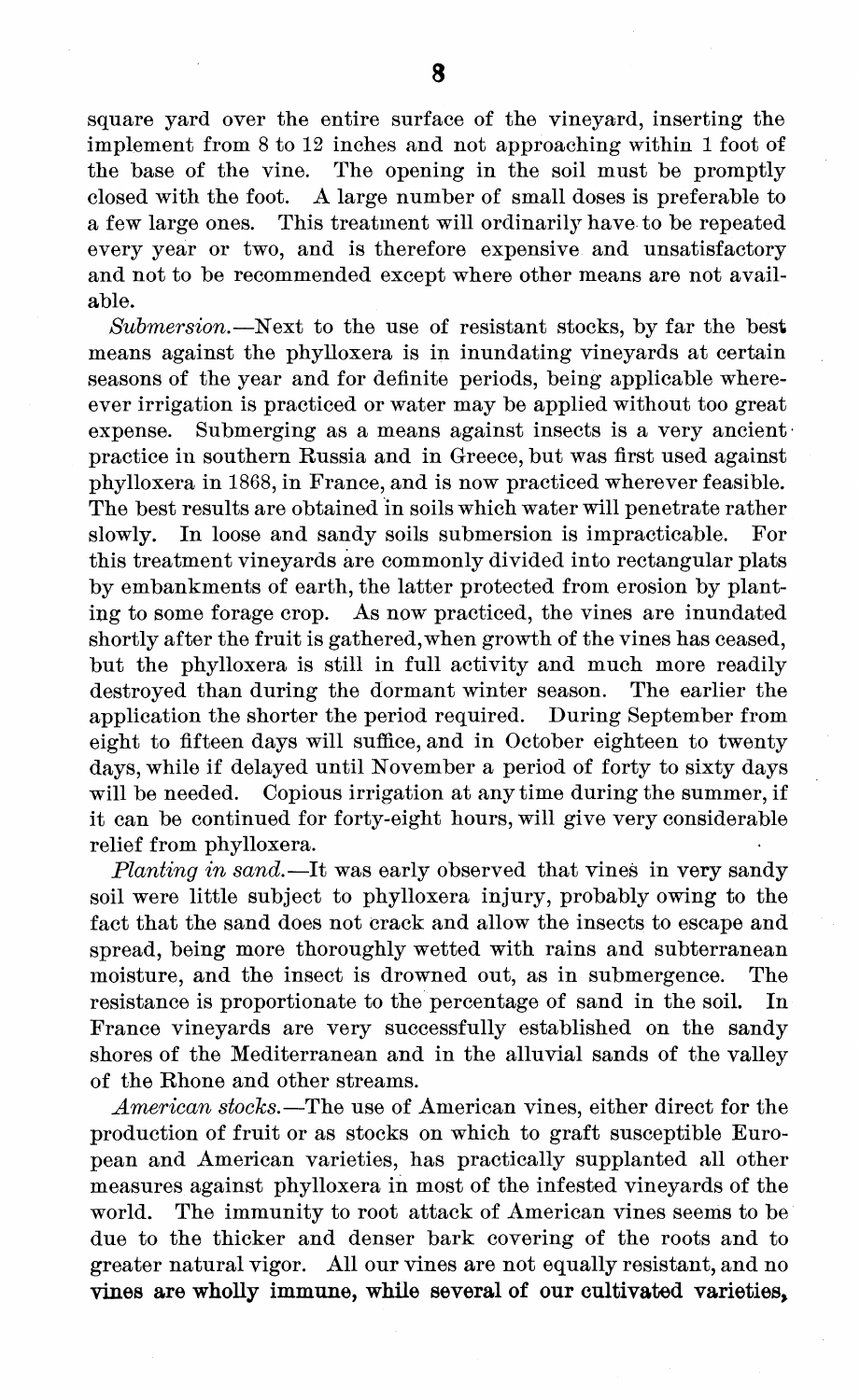square yard over the entire surface of the vineyard, inserting the implement from 8 to 12 inches and not approaching within 1 foot of the base of the vine. The opening in the soil must be promptly closed with the foot. A large number of small doses is preferable to a few large ones. This treatment will ordinarily have to be repeated every year or two, and is therefore expensive and unsatisfactory and not to be recommended except where other means are not available.

*Submersion.*—Next to the use of resistant stocks, by far the best means against the phylloxera is in inundating vineyards at certain seasons of the year and for definite periods, being applicable whereever irrigation is practiced or water may be applied without too great expense. Submerging as a means against insects is a very ancient practice in southern Russia and in Greece, but was first used against phylloxera in 1868, in France, and is now practiced wherever feasible. The best results are obtained in soils which water will penetrate rather slowly. In loose and sandy soils submersion is impracticable. For this treatment vineyards are commonly divided into rectangular plats by embankments of earth, the latter protected from erosion by planting to some forage crop. As now practiced, the vines are inundated shortly after the fruit is gathered, when growth of the vines has ceased, but the phylloxera is still in full activity and much more readily destroyed than during the dormant winter season. The earlier the application the shorter the period required. During September from eight to fifteen days will suffice, and in October eighteen to twenty days, while if delayed until November a period of forty to sixty days will be needed. Copious irrigation at any time during the summer, if it can be continued for forty-eight hours, will give very considerable relief from phylloxera.

*Planting in sand.*—It was early observed that vines in very sandy soil were little subject to phylloxera injury, probably owing to the fact that the sand does not crack and allow the insects to escape and spread, being more thoroughly wetted with rains and subterranean moisture, and the insect is drowned out, as in submergence. The resistance is proportionate to the percentage of sand in the soil. In France vineyards are very successfully established on the sandy shores of the Mediterranean and in the alluvial sands of the valley of the Rhone and other streams.

*American stocks.*—The use of American vines, either direct for the production of fruit or as stocks on which to graft susceptible European and American varieties, has practically supplanted all other measures against phylloxera in most of the infested vineyards of the world. The immunity to root attack of American vines seems to be due to the thicker and denser bark covering of the roots and to greater natural vigor. All our vines are not equally resistant, and no vines are wholly immune, while several of our cultivated varieties,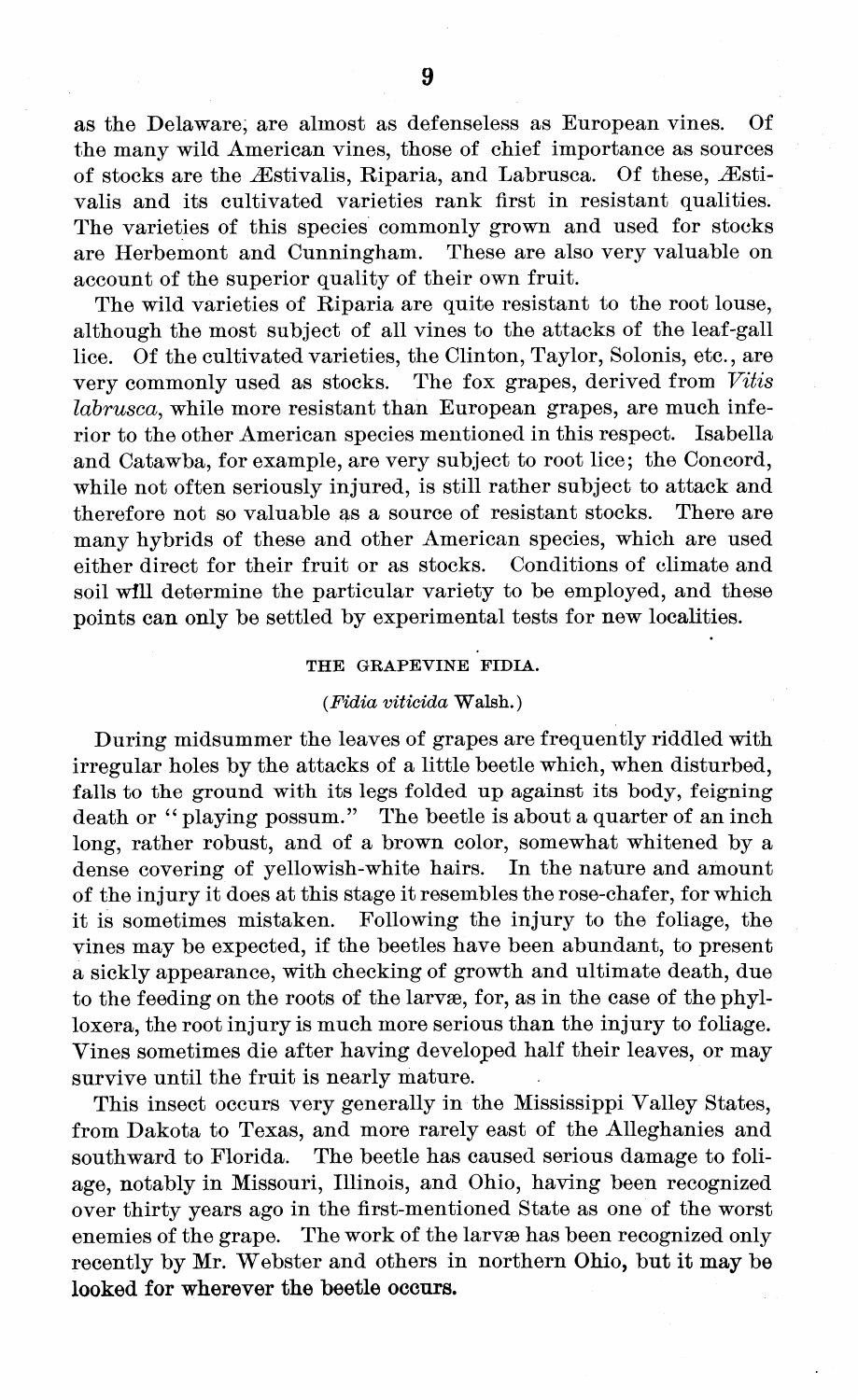as the Delaware, are almost as defenseless as European vines. Of the many wild American vines, those of chief importance as sources of stocks are the Æstivalis, Riparia, and Labrusca. Of these, Æstivalis and its cultivated varieties rank first in resistant qualities. The varieties of this species commonly grown and used for stocks are Herbemont and Cunningham. These are also very valuable on account of the superior quality of their own fruit.

The wild varieties of Riparia are quite resistant to the root louse, although the most subject of all vines to the attacks of the leaf-gall lice. Of the cultivated varieties, the Clinton, Taylor, Solonis, etc., are very commonly used as stocks. The fox grapes, derived from *Vitis labrusca*, while more resistant than European grapes, are much inferior to the other American species mentioned in this respect. Isabella and Catawba, for example, are very subject to root lice; the Concord, while not often seriously injured, is still rather subject to attack and therefore not so valuable as a source of resistant stocks. There are many hybrids of these and other American species, which are used either direct for their fruit or as stocks. Conditions of climate and soil will determine the particular variety to be employed, and these points can only be settled by experimental tests for new localities.

## THE GRAPEVINE FIDIA.

(*Fidia viticida* Walsh.)

During midsummer the leaves of grapes are frequently riddled with irregular holes by the attacks of a little beetle which, when disturbed, falls to the ground with its legs folded up against its body, feigning death or "playing possum." The beetle is about a quarter of an inch long, rather robust, and of a brown color, somewhat whitened by a dense covering of yellowish-white hairs. In the nature and amount of the injury it does at this stage it resembles the rose-chafer, for which it is sometimes mistaken. Following the injury to the foliage, the vines may be expected, if the beetles have been abundant, to present a sickly appearance, with checking of growth and ultimate death, due to the feeding on the roots of the larvæ, for, as in the case of the phylloxera, the root injury is much more serious than the injury to foliage. Vines sometimes die after having developed half their leaves, or may survive until the fruit is nearly mature.

This insect occurs very generally in the Mississippi Valley States, from Dakota to Texas, and more rarely east of the Alleghanies and southward to Florida. The beetle has caused serious damage to foliage, notably in Missouri, Illinois, and Ohio, having been recognized over thirty years ago in the first-mentioned State as one of the worst enemies of the grape. The work of the larvæ has been recognized only recently by Mr. Webster and others in northern Ohio, but it may be looked for wherever the beetle occurs.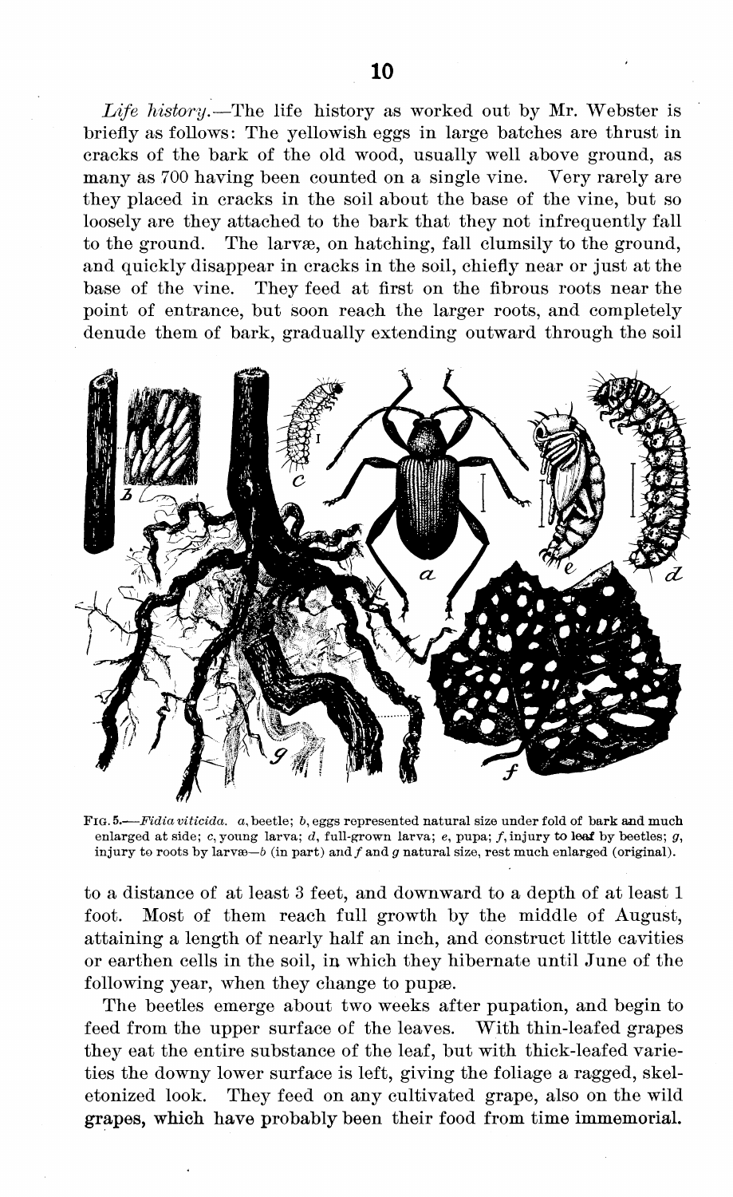*Life history.*—The life history as worked out by Mr. Webster is briefly as follows: The yellowish eggs in large batches are thrust in cracks of the bark of the old wood, usually well above ground, as many as 700 having been counted on a single vine. Very rarely are they placed in cracks in the soil about the base of the vine, but so loosely are they attached to the bark that they not infrequently fall to the ground. The larvæ, on hatching, fall clumsily to the ground, and quickly disappear in cracks in the soil, chiefly near or just at the base of the vine. They feed at first on the fibrous roots near the point of entrance, but soon reach the larger roots, and completely denude them of bark, gradually extending outward through the soil

FIG. 5.—*Fidia viticida.* *a*, beetle; *b*, eggs represented natural size under fold of bark and much enlarged at side; *c*, young larva; *d*, full-grown larva; *e*, pupa; *f*, injury to leaf by beetles; *g*, injury to roots by larvæ—*b* (in part) and *f* and *g* natural size, rest much enlarged (original).

to a distance of at least 3 feet, and downward to a depth of at least 1 foot. Most of them reach full growth by the middle of August, attaining a length of nearly half an inch, and construct little cavities or earthen cells in the soil, in which they hibernate until June of the following year, when they change to pupæ.

The beetles emerge about two weeks after pupation, and begin to feed from the upper surface of the leaves. With thin-leafed grapes they eat the entire substance of the leaf, but with thick-leafed varieties the downy lower surface is left, giving the foliage a ragged, skeletonized look. They feed on any cultivated grape, also on the wild grapes, which have probably been their food from time immemorial.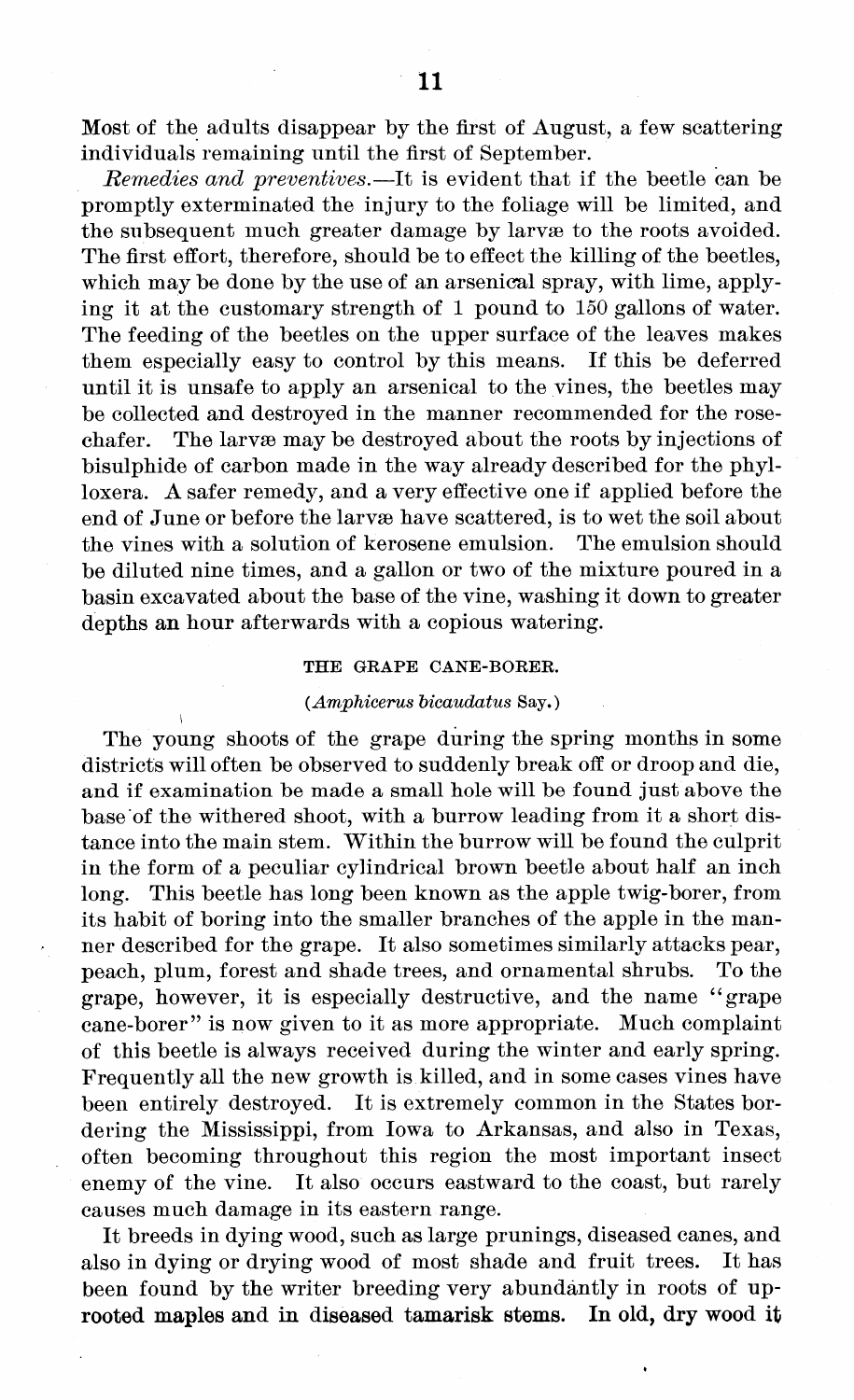Most of the adults disappear by the first of August, a few scattering individuals remaining until the first of September.

*Remedies and preventives.*—It is evident that if the beetle can be promptly exterminated the injury to the foliage will be limited, and the subsequent much greater damage by larvæ to the roots avoided. The first effort, therefore, should be to effect the killing of the beetles, which may be done by the use of an arsenical spray, with lime, applying it at the customary strength of 1 pound to 150 gallons of water. The feeding of the beetles on the upper surface of the leaves makes them especially easy to control by this means. If this be deferred until it is unsafe to apply an arsenical to the vines, the beetles may be collected and destroyed in the manner recommended for the rose-chafer. The larvæ may be destroyed about the roots by injections of bisulphide of carbon made in the way already described for the phylloxera. A safer remedy, and a very effective one if applied before the end of June or before the larvæ have scattered, is to wet the soil about the vines with a solution of kerosene emulsion. The emulsion should be diluted nine times, and a gallon or two of the mixture poured in a basin excavated about the base of the vine, washing it down to greater depths an hour afterwards with a copious watering.

### THE GRAPE CANE-BORER.

(*Amphicerus bicaudatus* Say.)

The young shoots of the grape during the spring months in some districts will often be observed to suddenly break off or droop and die, and if examination be made a small hole will be found just above the base of the withered shoot, with a burrow leading from it a short distance into the main stem. Within the burrow will be found the culprit in the form of a peculiar cylindrical brown beetle about half an inch long. This beetle has long been known as the apple twig-borer, from its habit of boring into the smaller branches of the apple in the manner described for the grape. It also sometimes similarly attacks pear, peach, plum, forest and shade trees, and ornamental shrubs. To the grape, however, it is especially destructive, and the name "grape cane-borer" is now given to it as more appropriate. Much complaint of this beetle is always received during the winter and early spring. Frequently all the new growth is killed, and in some cases vines have been entirely destroyed. It is extremely common in the States bordering the Mississippi, from Iowa to Arkansas, and also in Texas, often becoming throughout this region the most important insect enemy of the vine. It also occurs eastward to the coast, but rarely causes much damage in its eastern range.

It breeds in dying wood, such as large prunings, diseased canes, and also in dying or drying wood of most shade and fruit trees. It has been found by the writer breeding very abundantly in roots of uprooted maples and in diseased tamarisk stems. In old, dry wood it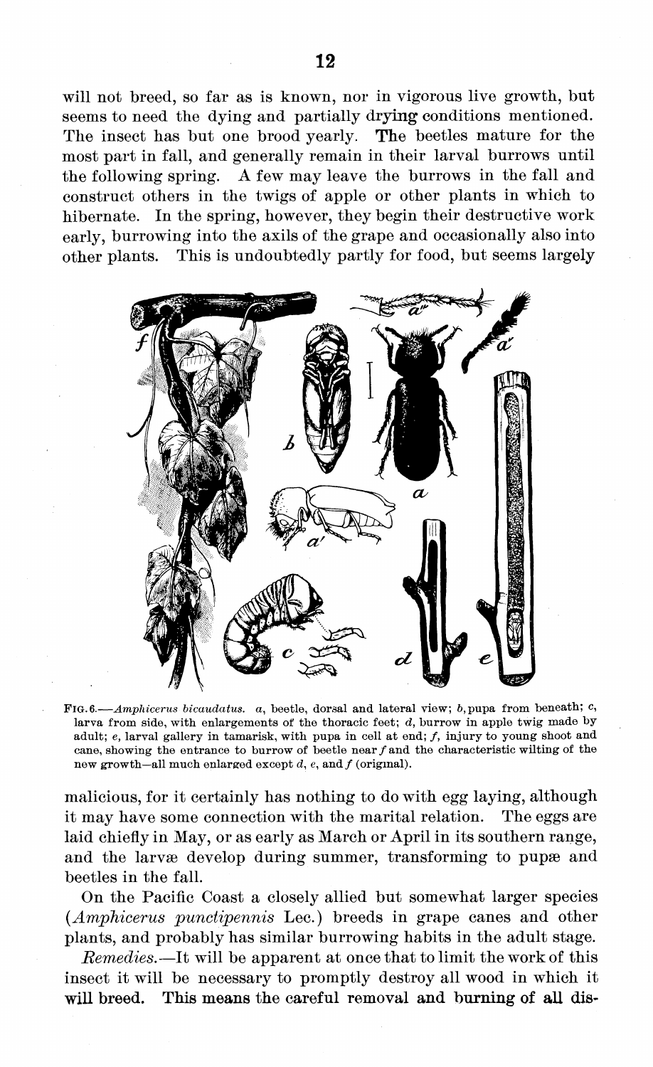will not breed, so far as is known, nor in vigorous live growth, but seems to need the dying and partially drying conditions mentioned. The insect has but one brood yearly. The beetles mature for the most part in fall, and generally remain in their larval burrows until the following spring. A few may leave the burrows in the fall and construct others in the twigs of apple or other plants in which to hibernate. In the spring, however, they begin their destructive work early, burrowing into the axils of the grape and occasionally also into other plants. This is undoubtedly partly for food, but seems largely

FIG. 6.—*Amphicerus bicaudatus.* *a*, beetle, dorsal and lateral view; *b*, pupa from beneath; *c*, larva from side, with enlargements of the thoracic feet; *d*, burrow in apple twig made by adult; *e*, larval gallery in tamarisk, with pupa in cell at end; *f*, injury to young shoot and cane, showing the entrance to burrow of beetle near *f* and the characteristic wilting of the new growth—all much enlarged except *d*, *e*, and *f* (original).

malicious, for it certainly has nothing to do with egg laying, although it may have some connection with the marital relation. The eggs are laid chiefly in May, or as early as March or April in its southern range, and the larvæ develop during summer, transforming to pupæ and beetles in the fall.

On the Pacific Coast a closely allied but somewhat larger species (*Amphicerus punctipennis* Lec.) breeds in grape canes and other plants, and probably has similar burrowing habits in the adult stage.

*Remedies.*—It will be apparent at once that to limit the work of this insect it will be necessary to promptly destroy all wood in which it will breed. This means the careful removal and burning of all dis-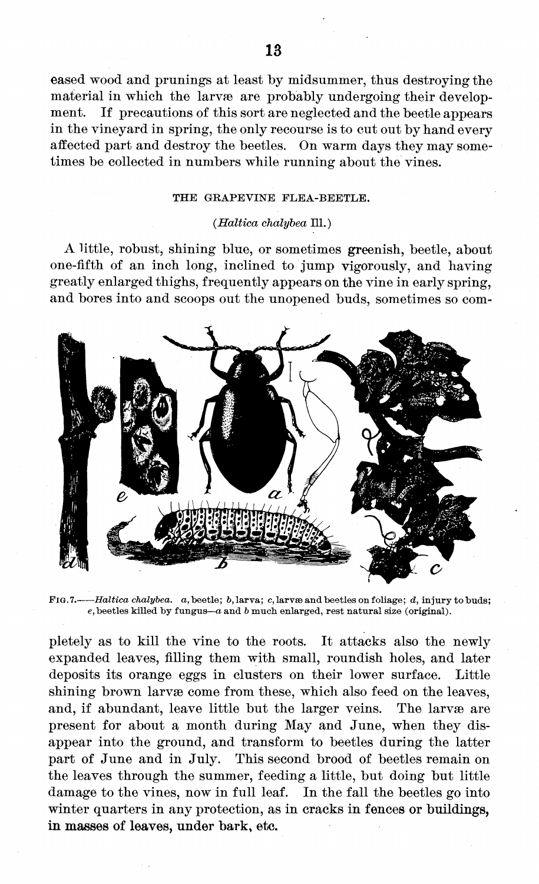eased wood and prunings at least by midsummer, thus destroying the material in which the larvæ are probably undergoing their development. If precautions of this sort are neglected and the beetle appears in the vineyard in spring, the only recourse is to cut out by hand every affected part and destroy the beetles. On warm days they may sometimes be collected in numbers while running about the vines.

### THE GRAPEVINE FLEA-BEETLE.

(*Haltica chalybea* Ill.)

A little, robust, shining blue, or sometimes greenish, beetle, about one-fifth of an inch long, inclined to jump vigorously, and having greatly enlarged thighs, frequently appears on the vine in early spring, and bores into and scoops out the unopened buds, sometimes so com-

FIG. 7.—*Haltica chalybea*. *a*, beetle; *b*, larva; *c*, larvæ and beetles on foliage; *d*, injury to buds; *e*, beetles killed by fungus—*a* and *b* much enlarged, rest natural size (original).

pletely as to kill the vine to the roots. It attacks also the newly expanded leaves, filling them with small, roundish holes, and later deposits its orange eggs in clusters on their lower surface. Little shining brown larvæ come from these, which also feed on the leaves, and, if abundant, leave little but the larger veins. The larvæ are present for about a month during May and June, when they disappear into the ground, and transform to beetles during the latter part of June and in July. This second brood of beetles remain on the leaves through the summer, feeding a little, but doing but little damage to the vines, now in full leaf. In the fall the beetles go into winter quarters in any protection, as in cracks in fences or buildings, in masses of leaves, under bark, etc.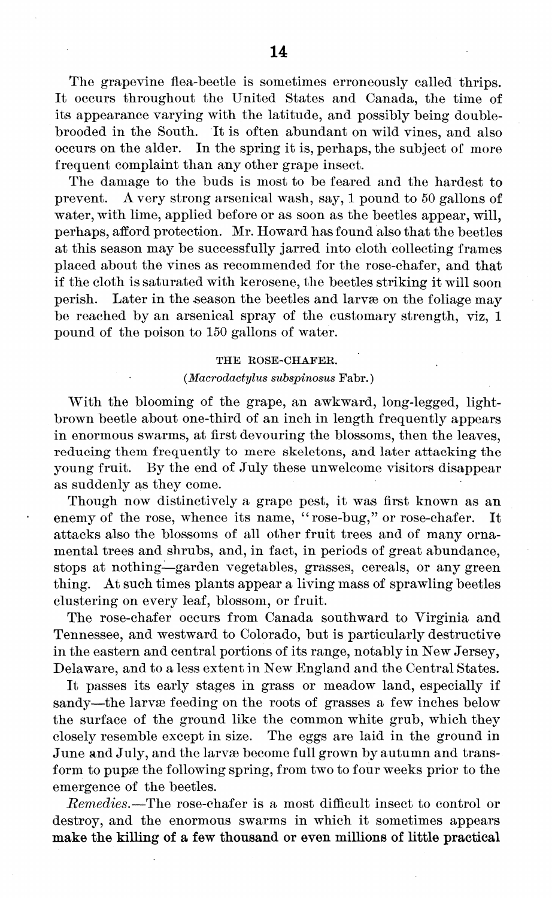The grapevine flea-beetle is sometimes erroneously called thrips. It occurs throughout the United States and Canada, the time of its appearance varying with the latitude, and possibly being double-brooded in the South. It is often abundant on wild vines, and also occurs on the alder. In the spring it is, perhaps, the subject of more frequent complaint than any other grape insect.

The damage to the buds is most to be feared and the hardest to prevent. A very strong arsenical wash, say, 1 pound to 50 gallons of water, with lime, applied before or as soon as the beetles appear, will, perhaps, afford protection. Mr. Howard has found also that the beetles at this season may be successfully jarred into cloth collecting frames placed about the vines as recommended for the rose-chafer, and that if the cloth is saturated with kerosene, the beetles striking it will soon perish. Later in the season the beetles and larvæ on the foliage may be reached by an arsenical spray of the customary strength, viz, 1 pound of the poison to 150 gallons of water.

### THE ROSE-CHAFER.

(*Macrodactylus subspinosus* Fabr.)

With the blooming of the grape, an awkward, long-legged, light-brown beetle about one-third of an inch in length frequently appears in enormous swarms, at first devouring the blossoms, then the leaves, reducing them frequently to mere skeletons, and later attacking the young fruit. By the end of July these unwelcome visitors disappear as suddenly as they come.

Though now distinctively a grape pest, it was first known as an enemy of the rose, whence its name, "rose-bug," or rose-chafer. It attacks also the blossoms of all other fruit trees and of many ornamental trees and shrubs, and, in fact, in periods of great abundance, stops at nothing—garden vegetables, grasses, cereals, or any green thing. At such times plants appear a living mass of sprawling beetles clustering on every leaf, blossom, or fruit.

The rose-chafer occurs from Canada southward to Virginia and Tennessee, and westward to Colorado, but is particularly destructive in the eastern and central portions of its range, notably in New Jersey, Delaware, and to a less extent in New England and the Central States.

It passes its early stages in grass or meadow land, especially if sandy—the larvæ feeding on the roots of grasses a few inches below the surface of the ground like the common white grub, which they closely resemble except in size. The eggs are laid in the ground in June and July, and the larvæ become full grown by autumn and transform to pupæ the following spring, from two to four weeks prior to the emergence of the beetles.

*Remedies.*—The rose-chafer is a most difficult insect to control or destroy, and the enormous swarms in which it sometimes appears make the killing of a few thousand or even millions of little practical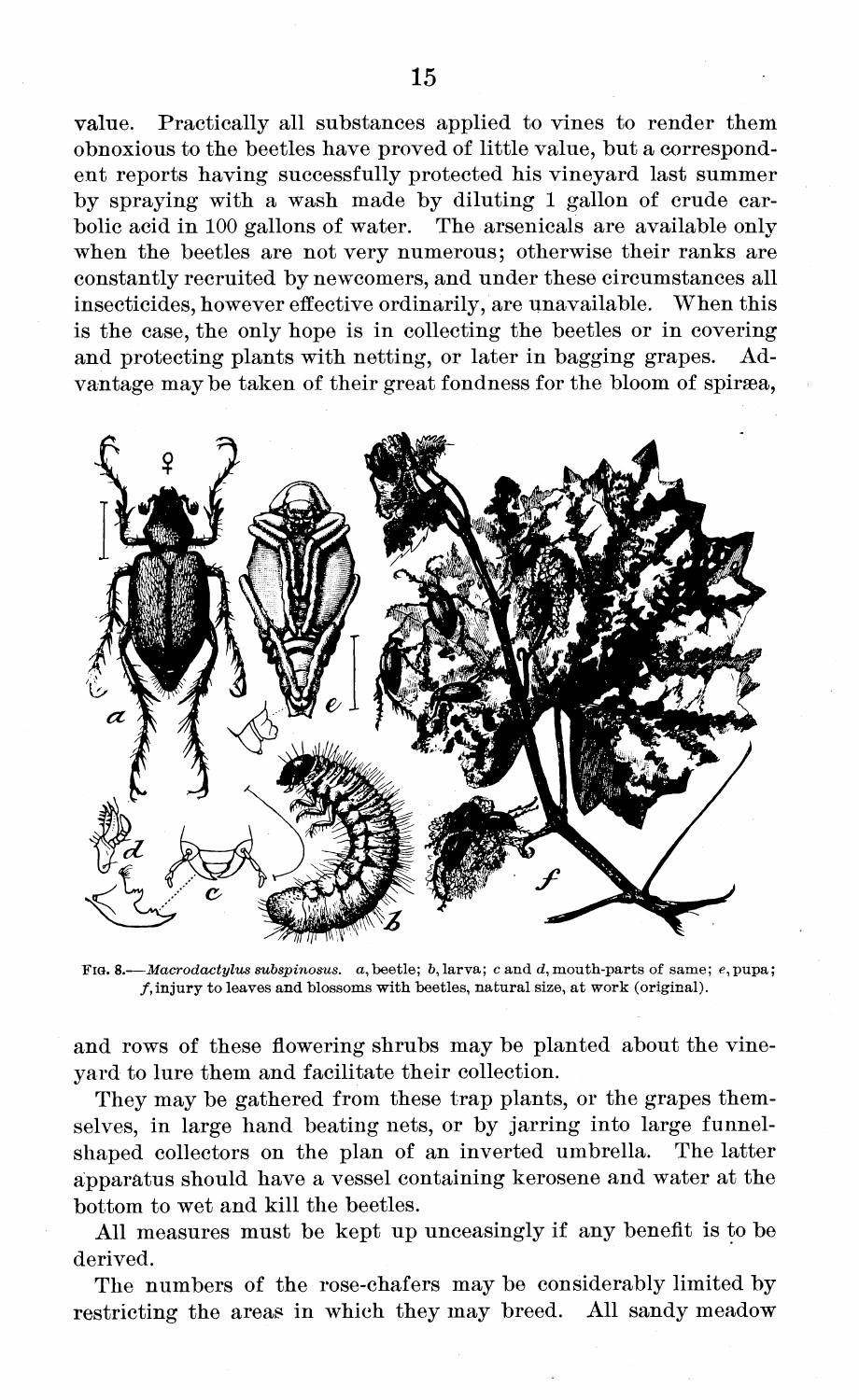value. Practically all substances applied to vines to render them obnoxious to the beetles have proved of little value, but a correspondent reports having successfully protected his vineyard last summer by spraying with a wash made by diluting 1 gallon of crude carbolic acid in 100 gallons of water. The arsenicals are available only when the beetles are not very numerous; otherwise their ranks are constantly recruited by newcomers, and under these circumstances all insecticides, however effective ordinarily, are unavailable. When this is the case, the only hope is in collecting the beetles or in covering and protecting plants with netting, or later in bagging grapes. Advantage may be taken of their great fondness for the bloom of spiræa,

FIG. 8.—*Macrodactylus subspinosus.* *a*, beetle; *b*, larva; *c* and *d*, mouth-parts of same; *e*, pupa; *f*, injury to leaves and blossoms with beetles, natural size, at work (original).

and rows of these flowering shrubs may be planted about the vineyard to lure them and facilitate their collection.

They may be gathered from these trap plants, or the grapes themselves, in large hand beating nets, or by jarring into large funnel-shaped collectors on the plan of an inverted umbrella. The latter apparatus should have a vessel containing kerosene and water at the bottom to wet and kill the beetles.

All measures must be kept up unceasingly if any benefit is to be derived.

The numbers of the rose-chafers may be considerably limited by restricting the areas in which they may breed. All sandy meadow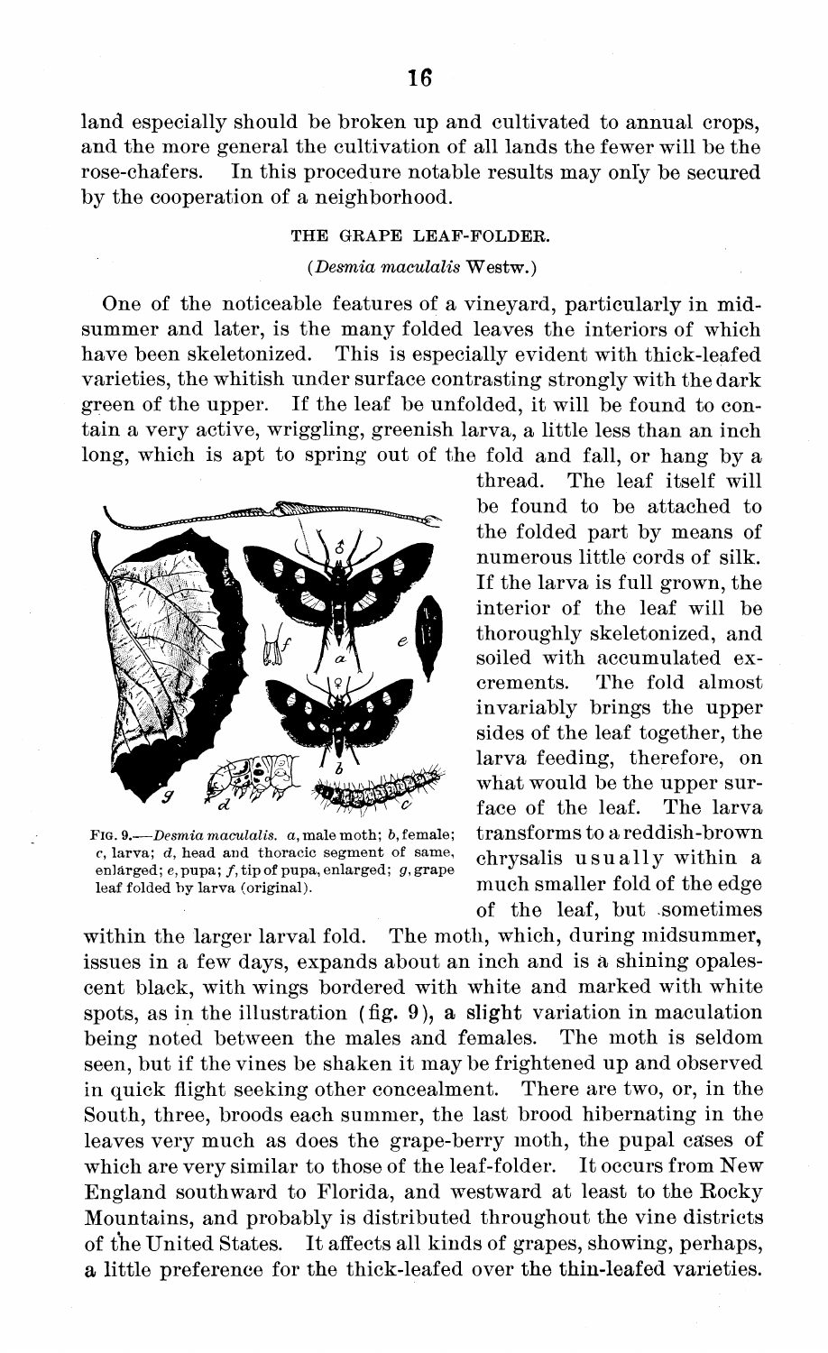land especially should be broken up and cultivated to annual crops, and the more general the cultivation of all lands the fewer will be the rose-chafers. In this procedure notable results may only be secured by the cooperation of a neighborhood.

### THE GRAPE LEAF-FOLDER.

(*Desmia maculalis* Westw.)

One of the noticeable features of a vineyard, particularly in midsummer and later, is the many folded leaves the interiors of which have been skeletonized. This is especially evident with thick-leafed varieties, the whitish under surface contrasting strongly with the dark green of the upper. If the leaf be unfolded, it will be found to contain a very active, wriggling, greenish larva, a little less than an inch long, which is apt to spring out of the fold and fall, or hang by a thread. The leaf itself will be found to be attached to the folded part by means of numerous little cords of silk. If the larva is full grown, the interior of the leaf will be thoroughly skeletonized, and soiled with accumulated excrements. The fold almost invariably brings the upper sides of the leaf together, the larva feeding, therefore, on what would be the upper surface of the leaf. The larva transforms to a reddish-brown chrysalis usually within a much smaller fold of the edge of the leaf, but sometimes within the larger larval fold. The moth, which, during midsummer, issues in a few days, expands about an inch and is a shining opalescent black, with wings bordered with white and marked with white spots, as in the illustration (fig. 9), a slight variation in maculation being noted between the males and females. The moth is seldom seen, but if the vines be shaken it may be frightened up and observed in quick flight seeking other concealment. There are two, or, in the South, three, broods each summer, the last brood hibernating in the leaves very much as does the grape-berry moth, the pupal cases of which are very similar to those of the leaf-folder. It occurs from New England southward to Florida, and westward at least to the Rocky Mountains, and probably is distributed throughout the vine districts of the United States. It affects all kinds of grapes, showing, perhaps, a little preference for the thick-leafed over the thin-leafed varieties.

FIG. 9.—*Desmia maculalis.* *a*, male moth; *b*, female; *c*, larva; *d*, head and thoracic segment of same, enlarged; *e*, pupa; *f*, tip of pupa, enlarged; *g*, grape leaf folded by larva (original).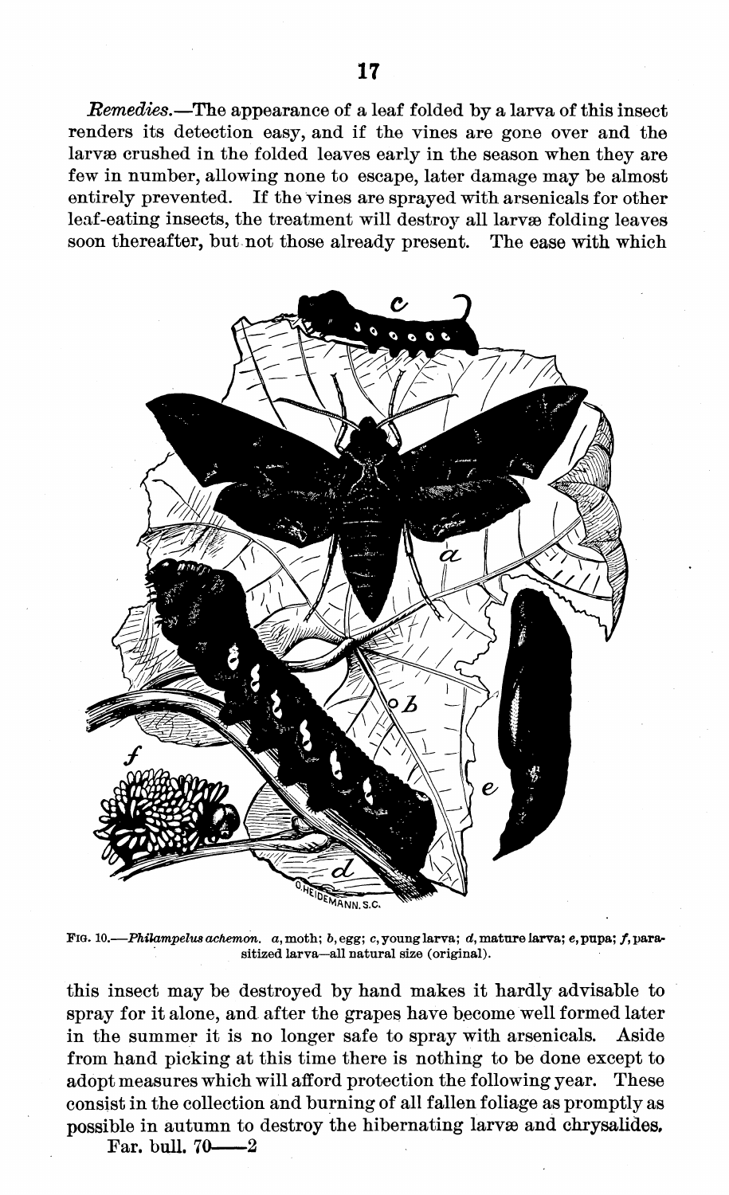*Remedies.*—The appearance of a leaf folded by a larva of this insect renders its detection easy, and if the vines are gone over and the larvæ crushed in the folded leaves early in the season when they are few in number, allowing none to escape, later damage may be almost entirely prevented. If the vines are sprayed with arsenicals for other leaf-eating insects, the treatment will destroy all larvæ folding leaves soon thereafter, but not those already present. The ease with which

FIG. 10.—*Philampelus achemon.* *a*, moth; *b*, egg; *c*, young larva; *d*, mature larva; *e*, pupa; *f*, parasitized larva—all natural size (original).

this insect may be destroyed by hand makes it hardly advisable to spray for it alone, and after the grapes have become well formed later in the summer it is no longer safe to spray with arsenicals. Aside from hand picking at this time there is nothing to be done except to adopt measures which will afford protection the following year. These consist in the collection and burning of all fallen foliage as promptly as possible in autumn to destroy the hibernating larvæ and chrysalides.

Far. bull. 70——2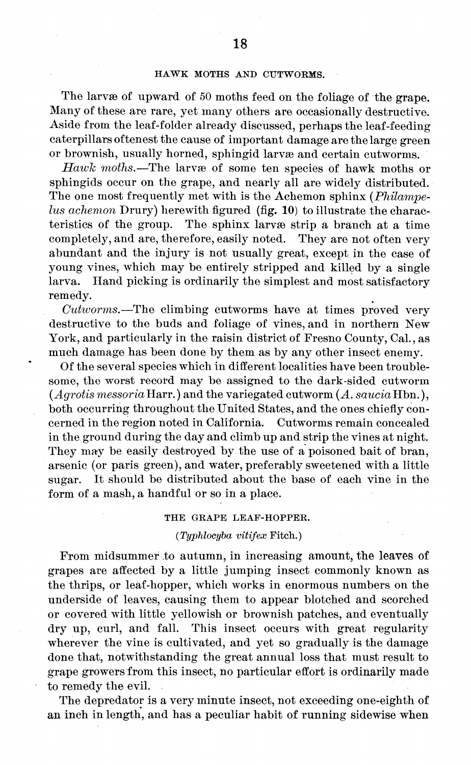## HAWK MOTHS AND CUTWORMS.

The larvæ of upward of 50 moths feed on the foliage of the grape. Many of these are rare, yet many others are occasionally destructive. Aside from the leaf-folder already discussed, perhaps the leaf-feeding caterpillars oftenest the cause of important damage are the large green or brownish, usually horned, sphingid larvæ and certain cutworms.

*Hawk moths.*—The larvæ of some ten species of hawk moths or sphingids occur on the grape, and nearly all are widely distributed. The one most frequently met with is the Achemon sphinx (*Philampelus achemon* Drury) herewith figured (**fig. 10**) to illustrate the characteristics of the group. The sphinx larvæ strip a branch at a time completely, and are, therefore, easily noted. They are not often very abundant and the injury is not usually great, except in the case of young vines, which may be entirely stripped and killed by a single larva. Hand picking is ordinarily the simplest and most satisfactory remedy.

*Cutworms.*—The climbing cutworms have at times proved very destructive to the buds and foliage of vines, and in northern New York, and particularly in the raisin district of Fresno County, Cal., as much damage has been done by them as by any other insect enemy.

Of the several species which in different localities have been troublesome, the worst record may be assigned to the dark-sided cutworm (*Agrotis messoria* Harr.) and the variegated cutworm (*A. saucia* Hbn.), both occurring throughout the United States, and the ones chiefly concerned in the region noted in California. Cutworms remain concealed in the ground during the day and climb up and strip the vines at night. They may be easily destroyed by the use of a poisoned bait of bran, arsenic (or paris green), and water, preferably sweetened with a little sugar. It should be distributed about the base of each vine in the form of a mash, a handful or so in a place.

## THE GRAPE LEAF-HOPPER.

(*Typhlocyba vitifex* Fitch.)

From midsummer to autumn, in increasing amount, the leaves of grapes are affected by a little jumping insect commonly known as the thrips, or leaf-hopper, which works in enormous numbers on the underside of leaves, causing them to appear blotched and scorched or covered with little yellowish or brownish patches, and eventually dry up, curl, and fall. This insect occurs with great regularity wherever the vine is cultivated, and yet so gradually is the damage done that, notwithstanding the great annual loss that must result to grape growers from this insect, no particular effort is ordinarily made to remedy the evil.

The depredator is a very minute insect, not exceeding one-eighth of an inch in length, and has a peculiar habit of running sidewise when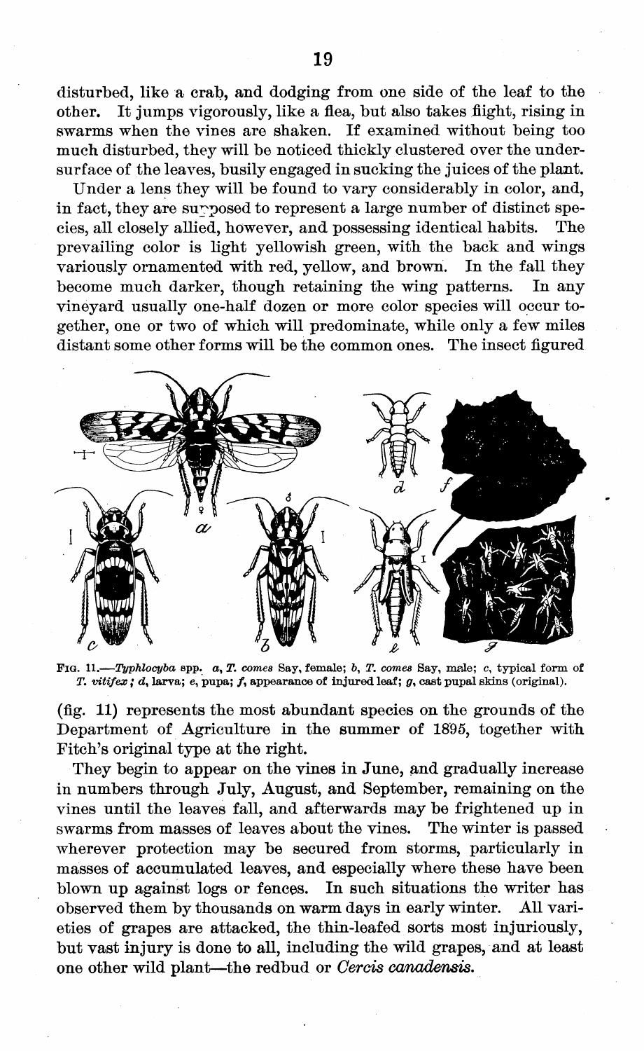disturbed, like a crab, and dodging from one side of the leaf to the other. It jumps vigorously, like a flea, but also takes flight, rising in swarms when the vines are shaken. If examined without being too much disturbed, they will be noticed thickly clustered over the undersurface of the leaves, busily engaged in sucking the juices of the plant.

Under a lens they will be found to vary considerably in color, and, in fact, they are supposed to represent a large number of distinct species, all closely allied, however, and possessing identical habits. The prevailing color is light yellowish green, with the back and wings variously ornamented with red, yellow, and brown. In the fall they become much darker, though retaining the wing patterns. In any vineyard usually one-half dozen or more color species will occur together, one or two of which will predominate, while only a few miles distant some other forms will be the common ones. The insect figured

FIG. 11.—*Typhlocyba* spp. *a*, *T. comes* Say, female; *b*, *T. comes* Say, male; *c*, typical form of *T. vitifex*; *d*, larva; *e*, pupa; *f*, appearance of injured leaf; *g*, cast pupal skins (original).

(fig. 11) represents the most abundant species on the grounds of the Department of Agriculture in the summer of 1895, together with Fitch's original type at the right.

They begin to appear on the vines in June, and gradually increase in numbers through July, August, and September, remaining on the vines until the leaves fall, and afterwards may be frightened up in swarms from masses of leaves about the vines. The winter is passed wherever protection may be secured from storms, particularly in masses of accumulated leaves, and especially where these have been blown up against logs or fences. In such situations the writer has observed them by thousands on warm days in early winter. All varieties of grapes are attacked, the thin-leafed sorts most injuriously, but vast injury is done to all, including the wild grapes, and at least one other wild plant—the redbud or *Cercis canadensis*.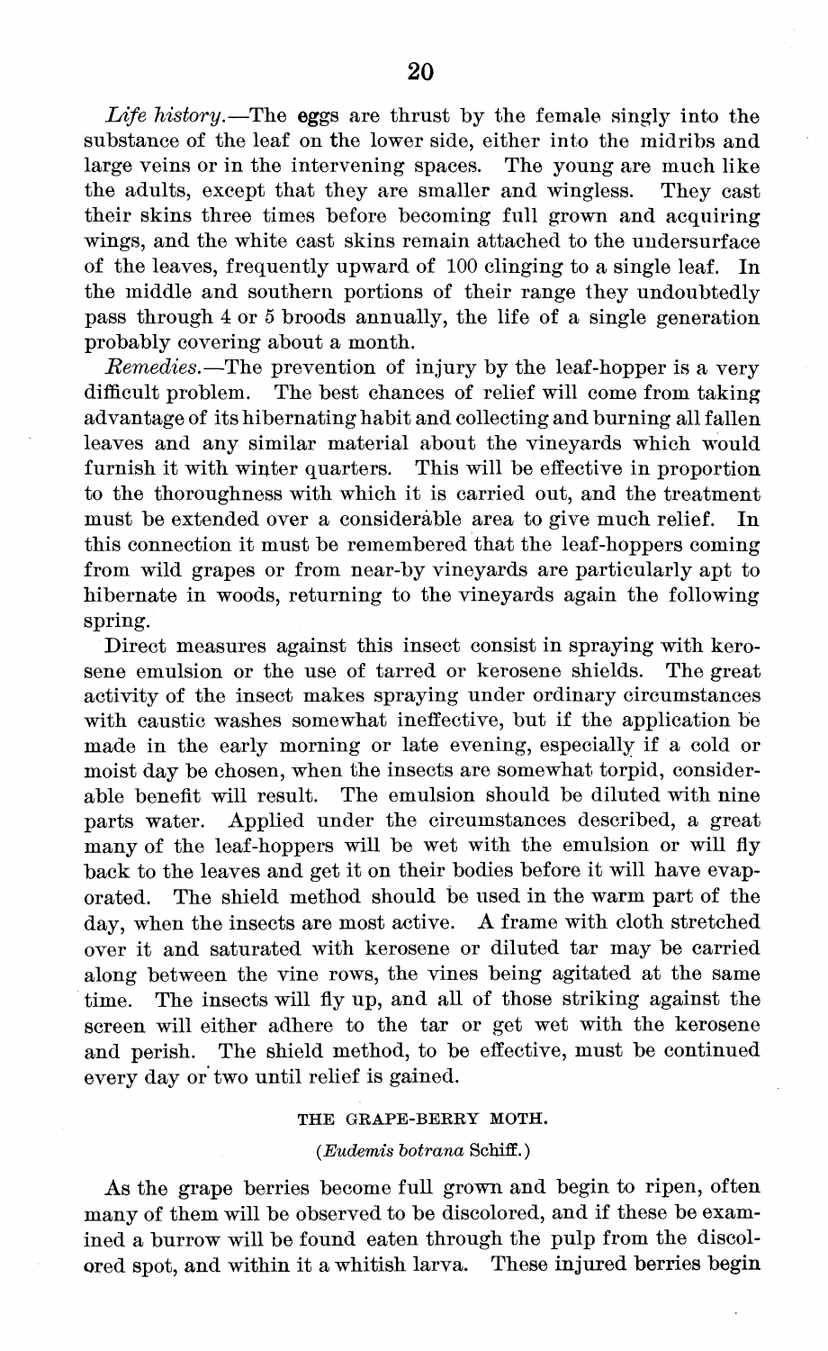*Life history.*—The eggs are thrust by the female singly into the substance of the leaf on the lower side, either into the midribs and large veins or in the intervening spaces. The young are much like the adults, except that they are smaller and wingless. They cast their skins three times before becoming full grown and acquiring wings, and the white cast skins remain attached to the undersurface of the leaves, frequently upward of 100 clinging to a single leaf. In the middle and southern portions of their range they undoubtedly pass through 4 or 5 broods annually, the life of a single generation probably covering about a month.

*Remedies.*—The prevention of injury by the leaf-hopper is a very difficult problem. The best chances of relief will come from taking advantage of its hibernating habit and collecting and burning all fallen leaves and any similar material about the vineyards which would furnish it with winter quarters. This will be effective in proportion to the thoroughness with which it is carried out, and the treatment must be extended over a considerable area to give much relief. In this connection it must be remembered that the leaf-hoppers coming from wild grapes or from near-by vineyards are particularly apt to hibernate in woods, returning to the vineyards again the following spring.

Direct measures against this insect consist in spraying with kerosene emulsion or the use of tarred or kerosene shields. The great activity of the insect makes spraying under ordinary circumstances with caustic washes somewhat ineffective, but if the application be made in the early morning or late evening, especially if a cold or moist day be chosen, when the insects are somewhat torpid, considerable benefit will result. The emulsion should be diluted with nine parts water. Applied under the circumstances described, a great many of the leaf-hoppers will be wet with the emulsion or will fly back to the leaves and get it on their bodies before it will have evaporated. The shield method should be used in the warm part of the day, when the insects are most active. A frame with cloth stretched over it and saturated with kerosene or diluted tar may be carried along between the vine rows, the vines being agitated at the same time. The insects will fly up, and all of those striking against the screen will either adhere to the tar or get wet with the kerosene and perish. The shield method, to be effective, must be continued every day or two until relief is gained.

## THE GRAPE-BERRY MOTH.

(*Eudemis botrana* Schiff.)

As the grape berries become full grown and begin to ripen, often many of them will be observed to be discolored, and if these be examined a burrow will be found eaten through the pulp from the discolored spot, and within it a whitish larva. These injured berries begin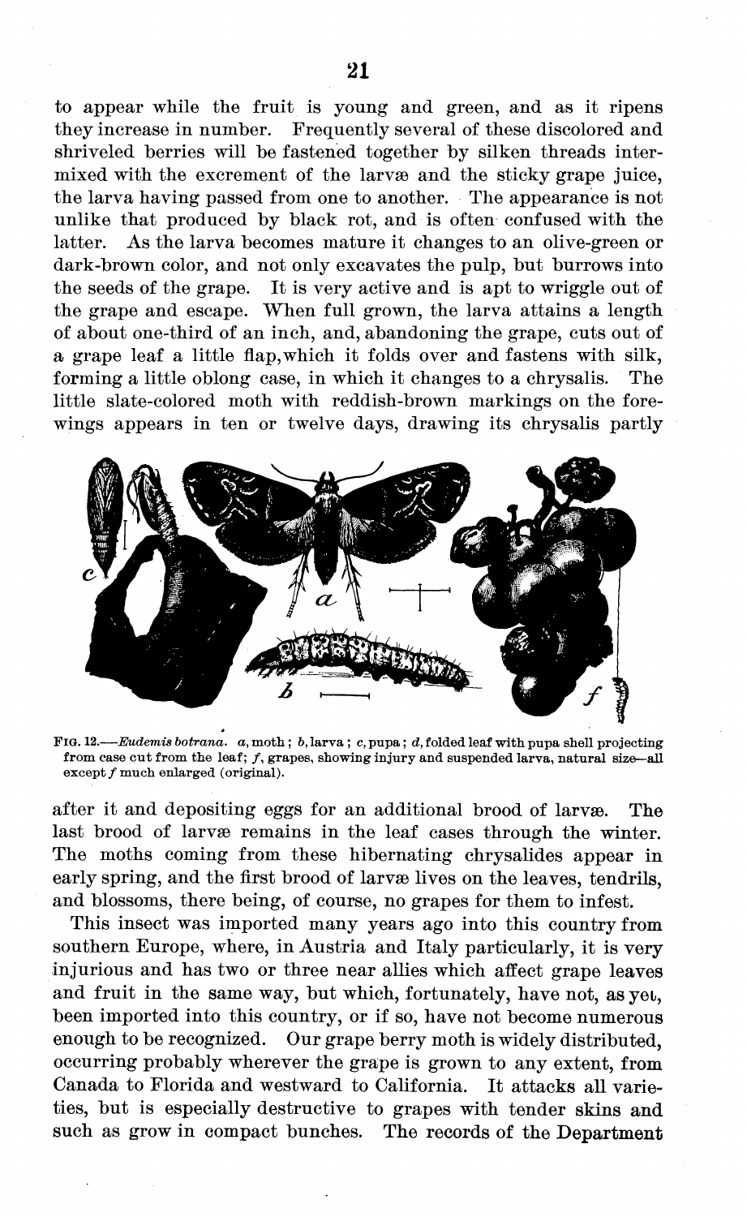to appear while the fruit is young and green, and as it ripens they increase in number. Frequently several of these discolored and shriveled berries will be fastened together by silken threads intermixed with the excrement of the larvæ and the sticky grape juice, the larva having passed from one to another. The appearance is not unlike that produced by black rot, and is often confused with the latter. As the larva becomes mature it changes to an olive-green or dark-brown color, and not only excavates the pulp, but burrows into the seeds of the grape. It is very active and is apt to wriggle out of the grape and escape. When full grown, the larva attains a length of about one-third of an inch, and, abandoning the grape, cuts out of a grape leaf a little flap, which it folds over and fastens with silk, forming a little oblong case, in which it changes to a chrysalis. The little slate-colored moth with reddish-brown markings on the forewings appears in ten or twelve days, drawing its chrysalis partly

FIG. 12.—*Eudemis botrana.* *a*, moth; *b*, larva; *c*, pupa; *d*, folded leaf with pupa shell projecting from case cut from the leaf; *f*, grapes, showing injury and suspended larva, natural size—all except *f* much enlarged (original).

after it and depositing eggs for an additional brood of larvæ. The last brood of larvæ remains in the leaf cases through the winter. The moths coming from these hibernating chrysalides appear in early spring, and the first brood of larvæ lives on the leaves, tendrils, and blossoms, there being, of course, no grapes for them to infest.

This insect was imported many years ago into this country from southern Europe, where, in Austria and Italy particularly, it is very injurious and has two or three near allies which affect grape leaves and fruit in the same way, but which, fortunately, have not, as yet, been imported into this country, or if so, have not become numerous enough to be recognized. Our grape berry moth is widely distributed, occurring probably wherever the grape is grown to any extent, from Canada to Florida and westward to California. It attacks all varieties, but is especially destructive to grapes with tender skins and such as grow in compact bunches. The records of the Department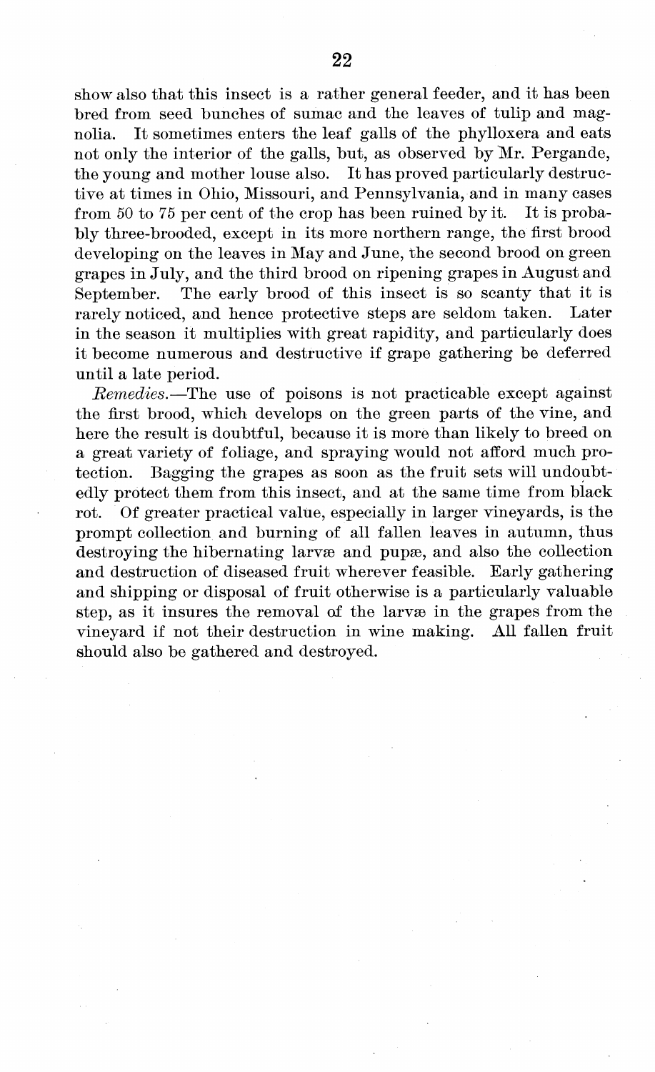show also that this insect is a rather general feeder, and it has been bred from seed bunches of sumac and the leaves of tulip and magnolia. It sometimes enters the leaf galls of the phylloxera and eats not only the interior of the galls, but, as observed by Mr. Pergande, the young and mother louse also. It has proved particularly destructive at times in Ohio, Missouri, and Pennsylvania, and in many cases from 50 to 75 per cent of the crop has been ruined by it. It is probably three-brooded, except in its more northern range, the first brood developing on the leaves in May and June, the second brood on green grapes in July, and the third brood on ripening grapes in August and September. The early brood of this insect is so scanty that it is rarely noticed, and hence protective steps are seldom taken. Later in the season it multiplies with great rapidity, and particularly does it become numerous and destructive if grape gathering be deferred until a late period.

*Remedies.*—The use of poisons is not practicable except against the first brood, which develops on the green parts of the vine, and here the result is doubtful, because it is more than likely to breed on a great variety of foliage, and spraying would not afford much protection. Bagging the grapes as soon as the fruit sets will undoubtedly protect them from this insect, and at the same time from black rot. Of greater practical value, especially in larger vineyards, is the prompt collection and burning of all fallen leaves in autumn, thus destroying the hibernating larvæ and pupæ, and also the collection and destruction of diseased fruit wherever feasible. Early gathering and shipping or disposal of fruit otherwise is a particularly valuable step, as it insures the removal of the larvæ in the grapes from the vineyard if not their destruction in wine making. All fallen fruit should also be gathered and destroyed.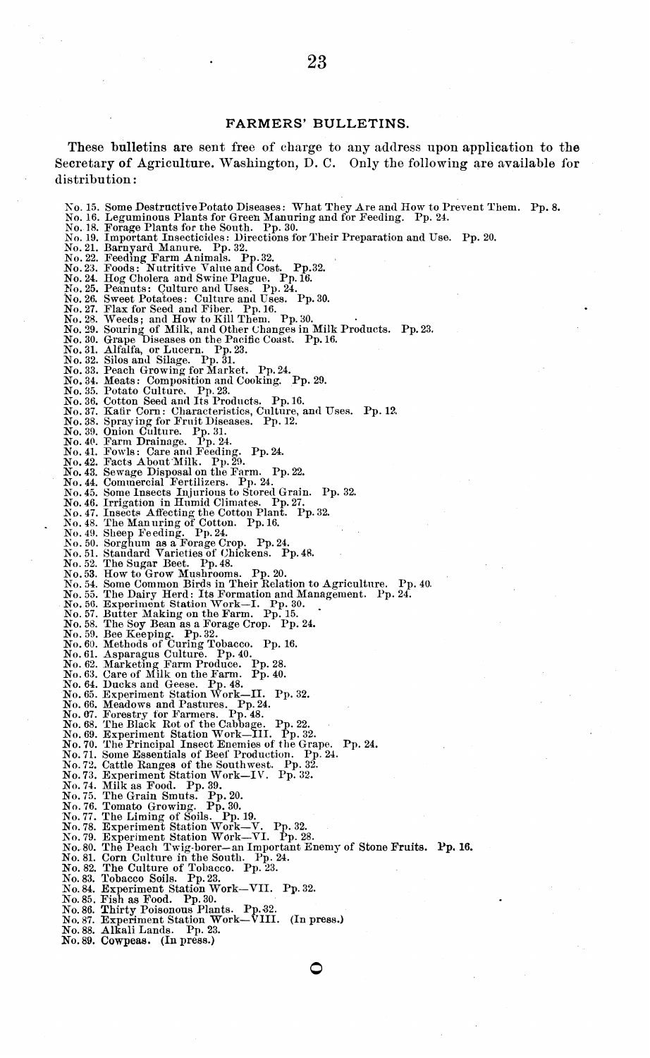## FARMERS' BULLETINS.

These bulletins are sent free of charge to any address upon application to the Secretary of Agriculture, Washington, D. C. Only the following are available for distribution:

No. 15. Some Destructive Potato Diseases: What They Are and How to Prevent Them. Pp. 8.
No. 16. Leguminous Plants for Green Manuring and for Feeding. Pp. 24.
No. 18. Forage Plants for the South. Pp. 30.
No. 19. Important Insecticides: Directions for Their Preparation and Use. Pp. 20.
No. 21. Barnyard Manure. Pp. 32.
No. 22. Feeding Farm Animals. Pp. 32.
No. 23. Foods: Nutritive Value and Cost. Pp. 32.
No. 24. Hog Cholera and Swine Plague. Pp. 16.
No. 25. Peanuts: Culture and Uses. Pp. 24.
No. 26. Sweet Potatoes: Culture and Uses. Pp. 30.
No. 27. Flax for Seed and Fiber. Pp. 16.
No. 28. Weeds; and How to Kill Them. Pp. 30.
No. 29. Souring of Milk, and Other Changes in Milk Products. Pp. 23.
No. 30. Grape Diseases on the Pacific Coast. Pp. 16.
No. 31. Alfalfa, or Lucern. Pp. 23.
No. 32. Silos and Silage. Pp. 31.
No. 33. Peach Growing for Market. Pp. 24.
No. 34. Meats: Composition and Cooking. Pp. 29.
No. 35. Potato Culture. Pp. 23.
No. 36. Cotton Seed and Its Products. Pp. 16.
No. 37. Kafir Corn: Characteristics, Culture, and Uses. Pp. 12.
No. 38. Spraying for Fruit Diseases. Pp. 12.
No. 39. Onion Culture. Pp. 31.
No. 40. Farm Drainage. Pp. 24.
No. 41. Fowls: Care and Feeding. Pp. 24.
No. 42. Facts About Milk. Pp. 29.
No. 43. Sewage Disposal on the Farm. Pp. 22.
No. 44. Commercial Fertilizers. Pp. 24.
No. 45. Some Insects Injurious to Stored Grain. Pp. 32.
No. 46. Irrigation in Humid Climates. Pp. 27.
No. 47. Insects Affecting the Cotton Plant. Pp. 32.
No. 48. The Manuring of Cotton. Pp. 16.
No. 49. Sheep Feeding. Pp. 24.
No. 50. Sorghum as a Forage Crop. Pp. 24.
No. 51. Standard Varieties of Chickens. Pp. 48.
No. 52. The Sugar Beet. Pp. 48.
No. 53. How to Grow Mushrooms. Pp. 20.
No. 54. Some Common Birds in Their Relation to Agriculture. Pp. 40.
No. 55. The Dairy Herd: Its Formation and Management. Pp. 24.
No. 56. Experiment Station Work—I. Pp. 30.
No. 57. Butter Making on the Farm. Pp. 15.
No. 58. The Soy Bean as a Forage Crop. Pp. 24.
No. 59. Bee Keeping. Pp. 32.
No. 60. Methods of Curing Tobacco. Pp. 16.
No. 61. Asparagus Culture. Pp. 40.
No. 62. Marketing Farm Produce. Pp. 28.
No. 63. Care of Milk on the Farm. Pp. 40.
No. 64. Ducks and Geese. Pp. 48.
No. 65. Experiment Station Work—II. Pp. 32.
No. 66. Meadows and Pastures. Pp. 24.
No. 67. Forestry for Farmers. Pp. 48.
No. 68. The Black Rot of the Cabbage. Pp. 22.
No. 69. Experiment Station Work—III. Pp. 32.
No. 70. The Principal Insect Enemies of the Grape. Pp. 24.
No. 71. Some Essentials of Beef Production. Pp. 24.
No. 72. Cattle Ranges of the Southwest. Pp. 32.
No. 73. Experiment Station Work—IV. Pp. 32.
No. 74. Milk as Food. Pp. 39.
No. 75. The Grain Smuts. Pp. 20.
No. 76. Tomato Growing. Pp. 30.
No. 77. The Liming of Soils. Pp. 19.
No. 78. Experiment Station Work—V. Pp. 32.
No. 79. Experiment Station Work—VI. Pp. 28.
No. 80. The Peach Twig-borer—an Important Enemy of Stone Fruits. Pp. 16.
No. 81. Corn Culture in the South. Pp. 24.
No. 82. The Culture of Tobacco. Pp. 23.
No. 83. Tobacco Soils. Pp. 23.
No. 84. Experiment Station Work—VII. Pp. 32.
No. 85. Fish as Food. Pp. 30.
No. 86. Thirty Poisonous Plants. Pp. 32.
No. 87. Experiment Station Work—VIII. (In press.)
No. 88. Alkali Lands. Pp. 23.
No. 89. Cowpeas. (In press.)